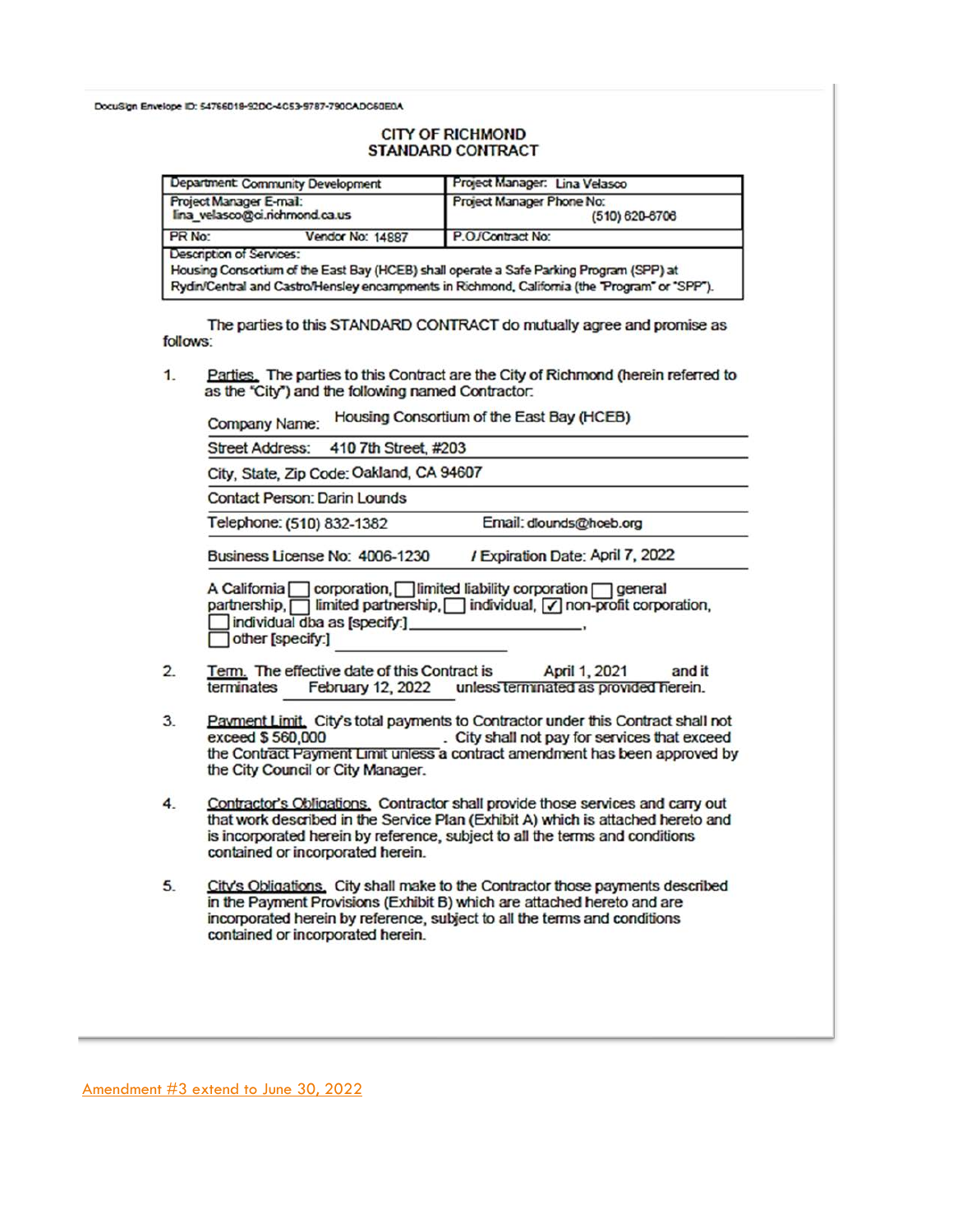DocuSign Envelope ID: 54766D18-92DC-4C53-9787-790CADC60E0A

# CITY OF RICHMOND
# STANDARD CONTRACT

| Department: Community Development | Project Manager: Lina Velasco |
|---|---|
| Project Manager E-mail: lina_velasco@ci.richmond.ca.us | Project Manager Phone No: (510) 620-6706 |
| PR No: Vendor No: 14887 | P.O./Contract No: |
| Description of Services: Housing Consortium of the East Bay (HCEB) shall operate a Safe Parking Program (SPP) at Rydin/Central and Castro/Hensley encampments in Richmond, California (the "Program" or "SPP"). | |

The parties to this STANDARD CONTRACT do mutually agree and promise as follows:

1. Parties. The parties to this Contract are the City of Richmond (herein referred to as the "City") and the following named Contractor:

   Company Name: Housing Consortium of the East Bay (HCEB)

   Street Address: 410 7th Street, #203

   City, State, Zip Code: Oakland, CA 94607

   Contact Person: Darin Lounds

   Telephone: (510) 832-1382 Email: dlounds@hceb.org

   Business License No: 4006-1230 / Expiration Date: April 7, 2022

   A California ☐ corporation, ☐ limited liability corporation ☐ general partnership, ☐ limited partnership, ☐ individual, ☑ non-profit corporation, ☐ individual dba as [specify:] ____________, ☐ other [specify:] ____________

2. Term. The effective date of this Contract is April 1, 2021 and it terminates February 12, 2022 unless terminated as provided herein.

3. Payment Limit. City's total payments to Contractor under this Contract shall not exceed $ 560,000. City shall not pay for services that exceed the Contract Payment Limit unless a contract amendment has been approved by the City Council or City Manager.

4. Contractor's Obligations. Contractor shall provide those services and carry out that work described in the Service Plan (Exhibit A) which is attached hereto and is incorporated herein by reference, subject to all the terms and conditions contained or incorporated herein.

5. City's Obligations. City shall make to the Contractor those payments described in the Payment Provisions (Exhibit B) which are attached hereto and are incorporated herein by reference, subject to all the terms and conditions contained or incorporated herein.

Amendment #3 extend to June 30, 2022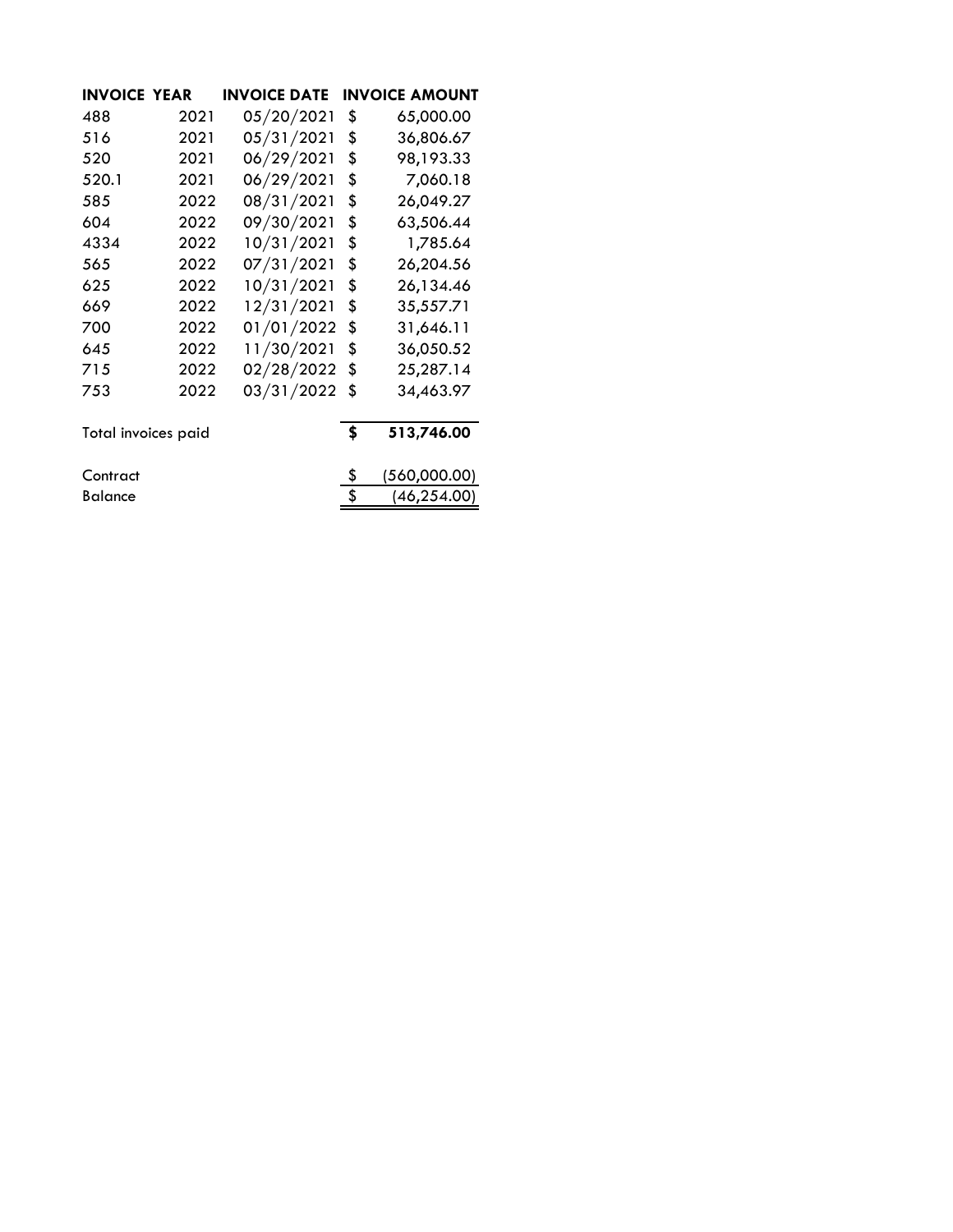| INVOICE | YEAR | INVOICE DATE | INVOICE AMOUNT |
|---|---|---|---|
| 488 | 2021 | 05/20/2021 | $ 65,000.00 |
| 516 | 2021 | 05/31/2021 | $ 36,806.67 |
| 520 | 2021 | 06/29/2021 | $ 98,193.33 |
| 520.1 | 2021 | 06/29/2021 | $ 7,060.18 |
| 585 | 2022 | 08/31/2021 | $ 26,049.27 |
| 604 | 2022 | 09/30/2021 | $ 63,506.44 |
| 4334 | 2022 | 10/31/2021 | $ 1,785.64 |
| 565 | 2022 | 07/31/2021 | $ 26,204.56 |
| 625 | 2022 | 10/31/2021 | $ 26,134.46 |
| 669 | 2022 | 12/31/2021 | $ 35,557.71 |
| 700 | 2022 | 01/01/2022 | $ 31,646.11 |
| 645 | 2022 | 11/30/2021 | $ 36,050.52 |
| 715 | 2022 | 02/28/2022 | $ 25,287.14 |
| 753 | 2022 | 03/31/2022 | $ 34,463.97 |
| Total invoices paid | | | **$ 513,746.00** |
| Contract | | | $ (560,000.00) |
| Balance | | | $ (46,254.00) |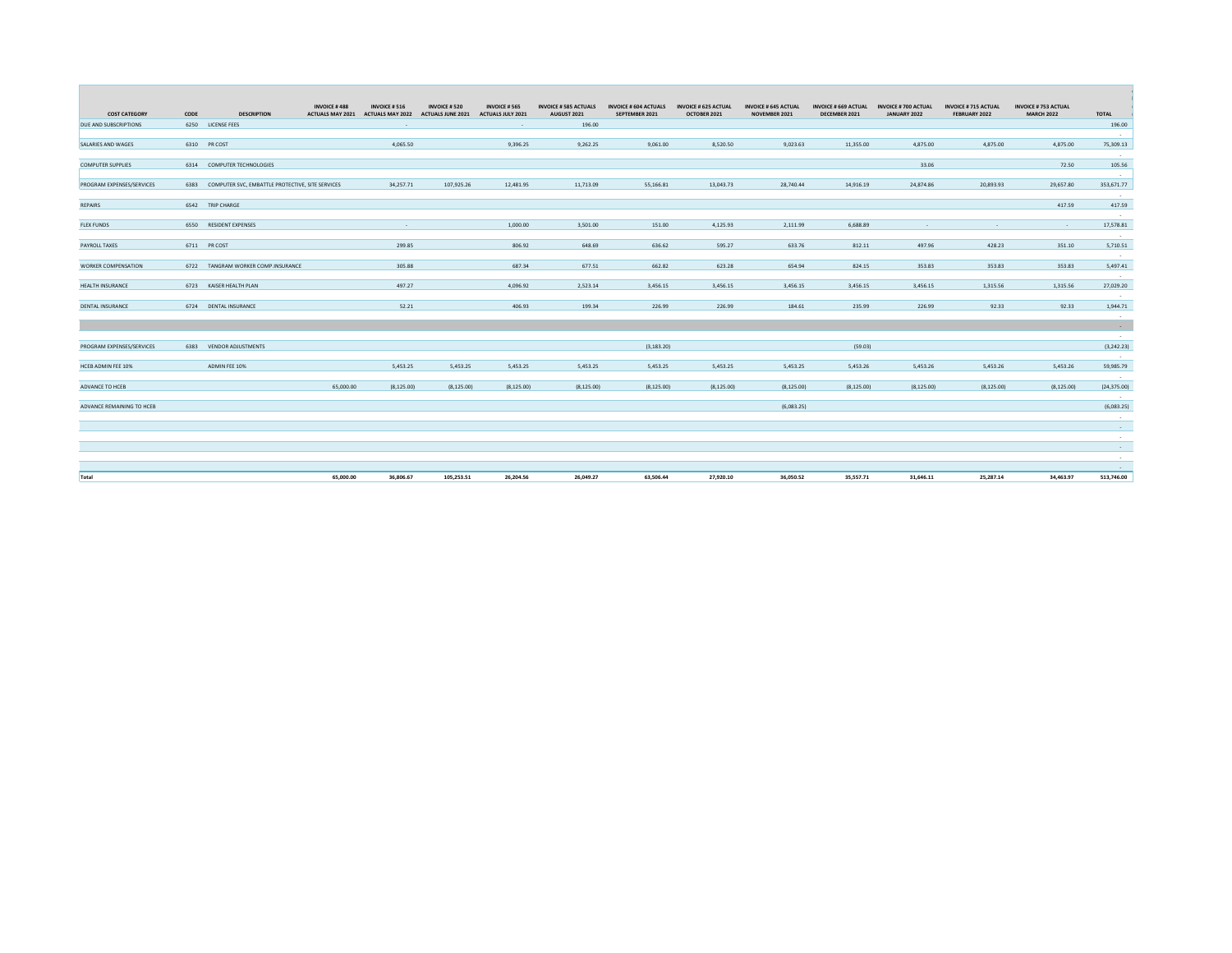| COST CATEGORY | CODE | DESCRIPTION | INVOICE # 488 ACTUALS MAY 2021 | INVOICE # 516 ACTUALS MAY 2022 | INVOICE # 520 ACTUALS JUNE 2021 | INVOICE # 565 ACTUALS JULY 2021 | INVOICE # 585 ACTUALS AUGUST 2021 | INVOICE # 604 ACTUALS SEPTEMBER 2021 | INVOICE # 625 ACTUAL OCTOBER 2021 | INVOICE # 645 ACTUAL NOVEMBER 2021 | INVOICE # 669 ACTUAL DECEMBER 2021 | INVOICE # 700 ACTUAL JANUARY 2022 | INVOICE # 715 ACTUAL FEBRUARY 2022 | INVOICE # 753 ACTUAL MARCH 2022 | TOTAL |
|---|---|---|---|---|---|---|---|---|---|---|---|---|---|---|---|
| DUE AND SUBSCRIPTIONS | 6250 | LICENSE FEES | | - | | - | 196.00 | | | | | | | | 196.00 |
| SALARIES AND WAGES | 6310 | PR COST | | 4,065.50 | | 9,396.25 | 9,262.25 | 9,061.00 | 8,520.50 | 9,023.63 | 11,355.00 | 4,875.00 | 4,875.00 | 4,875.00 | 75,309.13 |
| COMPUTER SUPPLIES | 6314 | COMPUTER TECHNOLOGIES | | | | | | | | | | 33.06 | | 72.50 | 105.56 |
| PROGRAM EXPENSES/SERVICES | 6383 | COMPUTER SVC, EMBATTLE PROTECTIVE, SITE SERVICES | | 34,257.71 | 107,925.26 | 12,481.95 | 11,713.09 | 55,166.81 | 13,043.73 | 28,740.44 | 14,916.19 | 24,874.86 | 20,893.93 | 29,657.80 | 353,671.77 |
| REPAIRS | 6542 | TRIP CHARGE | | | | | | | | | | | | 417.59 | 417.59 |
| FLEX FUNDS | 6550 | RESIDENT EXPENSES | | - | | 1,000.00 | 3,501.00 | 151.00 | 4,125.93 | 2,111.99 | 6,688.89 | - | - | - | 17,578.81 |
| PAYROLL TAXES | 6711 | PR COST | | 299.85 | | 806.92 | 648.69 | 636.62 | 595.27 | 633.76 | 812.11 | 497.96 | 428.23 | 351.10 | 5,710.51 |
| WORKER COMPENSATION | 6722 | TANGRAM WORKER COMP.INSURANCE | | 305.88 | | 687.34 | 677.51 | 662.82 | 623.28 | 654.94 | 824.15 | 353.83 | 353.83 | 353.83 | 5,497.41 |
| HEALTH INSURANCE | 6723 | KAISER HEALTH PLAN | | 497.27 | | 4,096.92 | 2,523.14 | 3,456.15 | 3,456.15 | 3,456.15 | 3,456.15 | 3,456.15 | 1,315.56 | 1,315.56 | 27,029.20 |
| DENTAL INSURANCE | 6724 | DENTAL INSURANCE | | 52.21 | | 406.93 | 199.34 | 226.99 | 226.99 | 184.61 | 235.99 | 226.99 | 92.33 | 92.33 | 1,944.71 |
| | | | | | | | | | | | | | | | - |
| PROGRAM EXPENSES/SERVICES | 6383 | VENDOR ADJUSTMENTS | | | | | | (3,183.20) | | | (59.03) | | | | (3,242.23) |
| HCEB ADMIN FEE 10% | | ADMIN FEE 10% | | 5,453.25 | 5,453.25 | 5,453.25 | 5,453.25 | 5,453.25 | 5,453.25 | 5,453.25 | 5,453.26 | 5,453.26 | 5,453.26 | 5,453.26 | 59,985.79 |
| ADVANCE TO HCEB | | | 65,000.00 | (8,125.00) | (8,125.00) | (8,125.00) | (8,125.00) | (8,125.00) | (8,125.00) | (8,125.00) | (8,125.00) | (8,125.00) | (8,125.00) | (8,125.00) | (24,375.00) |
| ADVANCE REMAINING TO HCEB | | | | | | | | | | (6,083.25) | | | | | (6,083.25) |
| **Total** | | | 65,000.00 | 36,806.67 | 105,253.51 | 26,204.56 | 26,049.27 | 63,506.44 | 27,920.10 | 36,050.52 | 35,557.71 | 31,646.11 | 25,287.14 | 34,463.97 | 513,746.00 |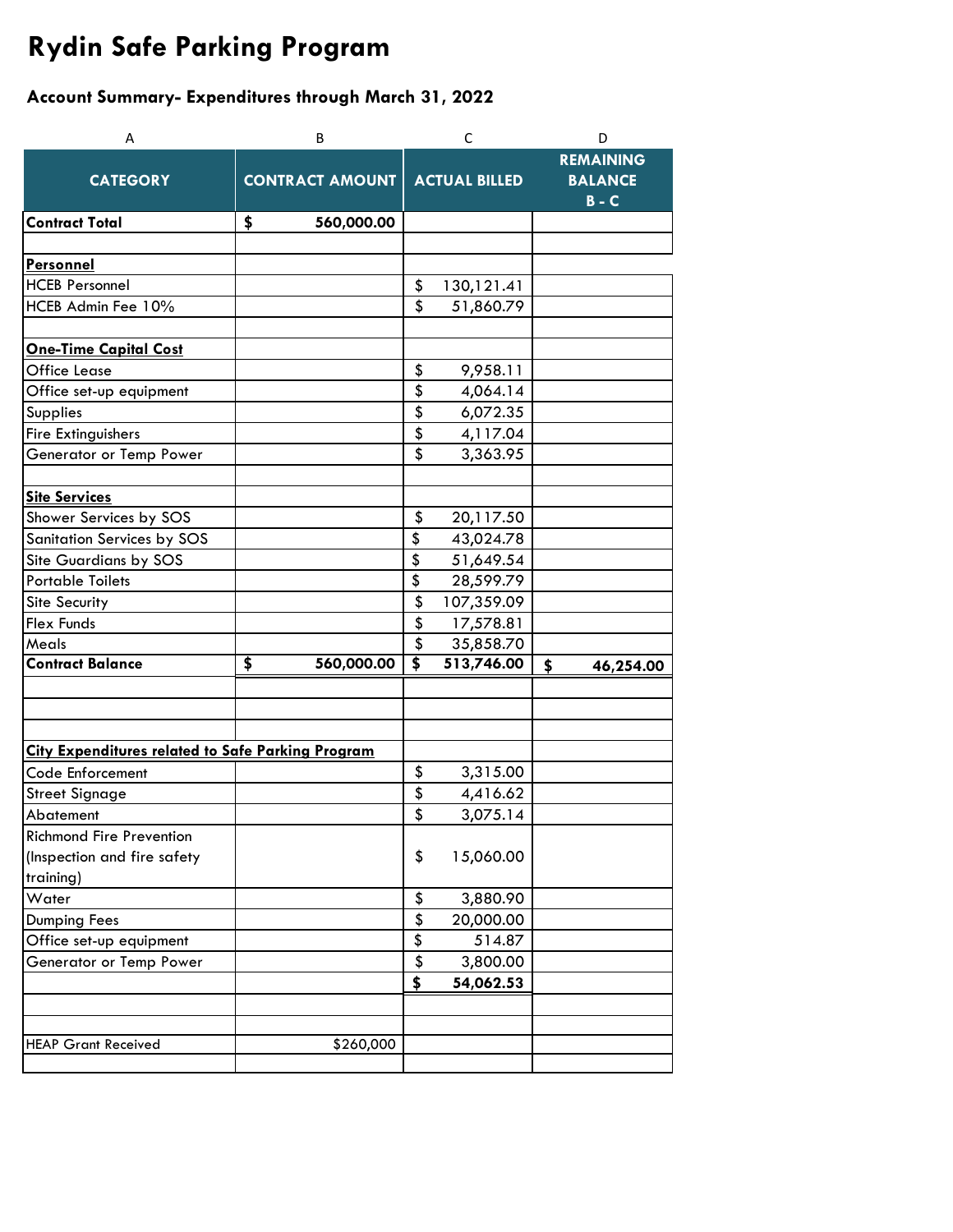# Rydin Safe Parking Program

### Account Summary- Expenditures through March 31, 2022

| A | B | C | D |
|---|---|---|---|
| **CATEGORY** | **CONTRACT AMOUNT** | **ACTUAL BILLED** | **REMAINING BALANCE B - C** |
| **Contract Total** | **$ 560,000.00** | | |
| | | | |
| **Personnel** | | | |
| HCEB Personnel | | $ 130,121.41 | |
| HCEB Admin Fee 10% | | $ 51,860.79 | |
| | | | |
| **One-Time Capital Cost** | | | |
| Office Lease | | $ 9,958.11 | |
| Office set-up equipment | | $ 4,064.14 | |
| Supplies | | $ 6,072.35 | |
| Fire Extinguishers | | $ 4,117.04 | |
| Generator or Temp Power | | $ 3,363.95 | |
| | | | |
| **Site Services** | | | |
| Shower Services by SOS | | $ 20,117.50 | |
| Sanitation Services by SOS | | $ 43,024.78 | |
| Site Guardians by SOS | | $ 51,649.54 | |
| Portable Toilets | | $ 28,599.79 | |
| Site Security | | $ 107,359.09 | |
| Flex Funds | | $ 17,578.81 | |
| Meals | | $ 35,858.70 | |
| **Contract Balance** | **$ 560,000.00** | **$ 513,746.00** | **$ 46,254.00** |
| | | | |
| | | | |
| | | | |
| **City Expenditures related to Safe Parking Program** | | | |
| Code Enforcement | | $ 3,315.00 | |
| Street Signage | | $ 4,416.62 | |
| Abatement | | $ 3,075.14 | |
| Richmond Fire Prevention (Inspection and fire safety training) | | $ 15,060.00 | |
| Water | | $ 3,880.90 | |
| Dumping Fees | | $ 20,000.00 | |
| Office set-up equipment | | $ 514.87 | |
| Generator or Temp Power | | $ 3,800.00 | |
| | | **$ 54,062.53** | |
| | | | |
| | | | |
| HEAP Grant Received | $260,000 | | |
| | | | |